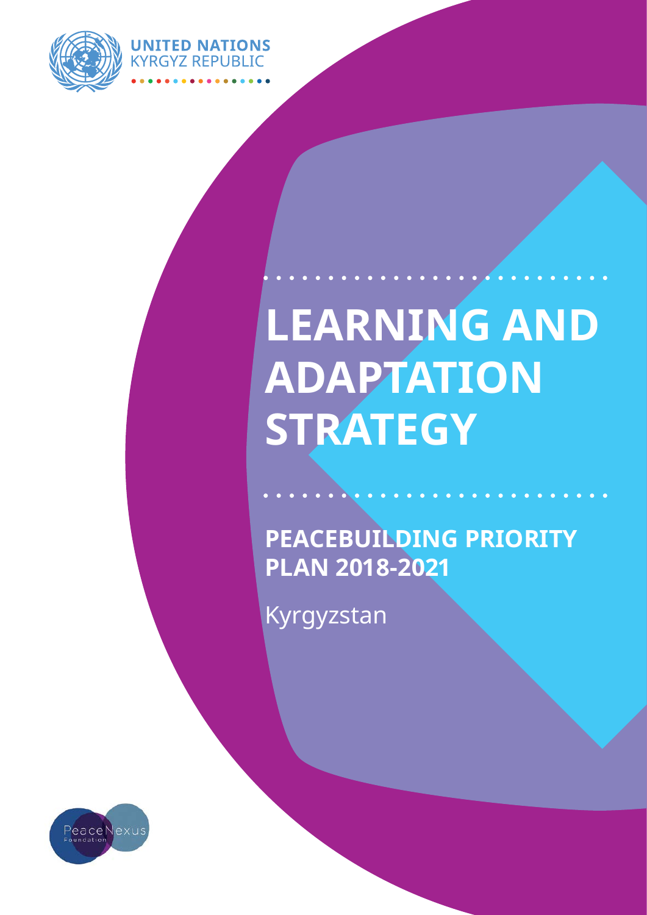UNITED NATIONS
KYRGYZ REPUBLIC

# LEARNING AND ADAPTATION STRATEGY

## PEACEBUILDING PRIORITY PLAN 2018-2021

Kyrgyzstan

PeaceNexus
Foundation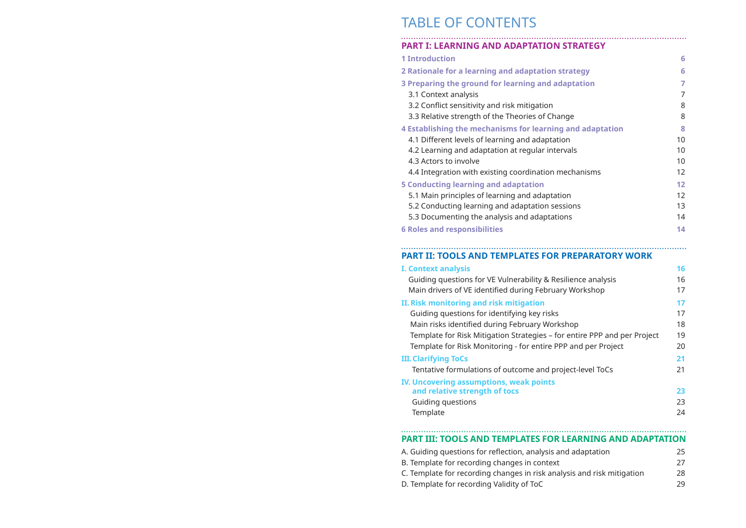# TABLE OF CONTENTS

## PART I: LEARNING AND ADAPTATION STRATEGY

| | |
|---|---|
| **1 Introduction** | **6** |
| **2 Rationale for a learning and adaptation strategy** | **6** |
| **3 Preparing the ground for learning and adaptation** | **7** |
| 3.1 Context analysis | 7 |
| 3.2 Conflict sensitivity and risk mitigation | 8 |
| 3.3 Relative strength of the Theories of Change | 8 |
| **4 Establishing the mechanisms for learning and adaptation** | **8** |
| 4.1 Different levels of learning and adaptation | 10 |
| 4.2 Learning and adaptation at regular intervals | 10 |
| 4.3 Actors to involve | 10 |
| 4.4 Integration with existing coordination mechanisms | 12 |
| **5 Conducting learning and adaptation** | **12** |
| 5.1 Main principles of learning and adaptation | 12 |
| 5.2 Conducting learning and adaptation sessions | 13 |
| 5.3 Documenting the analysis and adaptations | 14 |
| **6 Roles and responsibilities** | **14** |

## PART II: TOOLS AND TEMPLATES FOR PREPARATORY WORK

| | |
|---|---|
| **I. Context analysis** | **16** |
| Guiding questions for VE Vulnerability & Resilience analysis | 16 |
| Main drivers of VE identified during February Workshop | 17 |
| **II. Risk monitoring and risk mitigation** | **17** |
| Guiding questions for identifying key risks | 17 |
| Main risks identified during February Workshop | 18 |
| Template for Risk Mitigation Strategies – for entire PPP and per Project | 19 |
| Template for Risk Monitoring - for entire PPP and per Project | 20 |
| **III. Clarifying ToCs** | **21** |
| Tentative formulations of outcome and project-level ToCs | 21 |
| **IV. Uncovering assumptions, weak points and relative strength of tocs** | **23** |
| Guiding questions | 23 |
| Template | 24 |

## PART III: TOOLS AND TEMPLATES FOR LEARNING AND ADAPTATION

| | |
|---|---|
| A. Guiding questions for reflection, analysis and adaptation | 25 |
| B. Template for recording changes in context | 27 |
| C. Template for recording changes in risk analysis and risk mitigation | 28 |
| D. Template for recording Validity of ToC | 29 |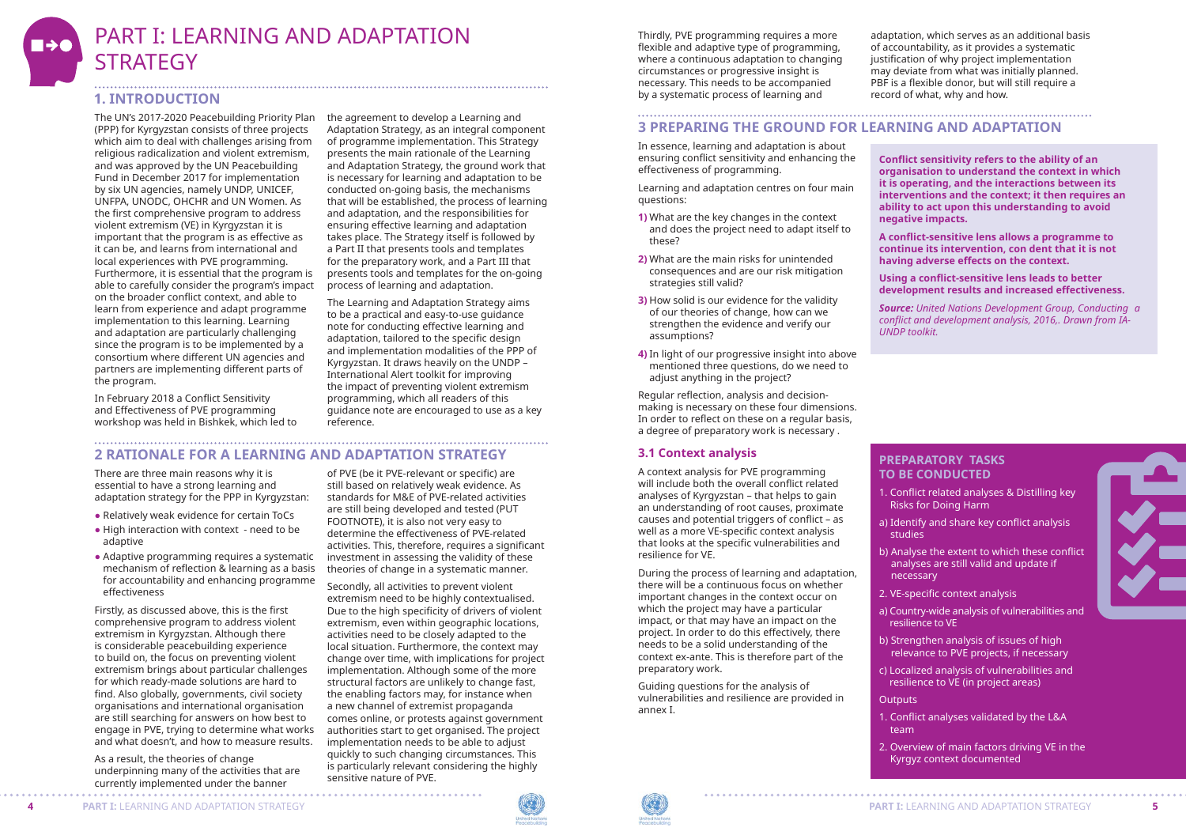# PART I: LEARNING AND ADAPTATION STRATEGY

## 1. INTRODUCTION

The UN's 2017-2020 Peacebuilding Priority Plan (PPP) for Kyrgyzstan consists of three projects which aim to deal with challenges arising from religious radicalization and violent extremism, and was approved by the UN Peacebuilding Fund in December 2017 for implementation by six UN agencies, namely UNDP, UNICEF, UNFPA, UNODC, OHCHR and UN Women. As the first comprehensive program to address violent extremism (VE) in Kyrgyzstan it is important that the program is as effective as it can be, and learns from international and local experiences with PVE programming. Furthermore, it is essential that the program is able to carefully consider the program's impact on the broader conflict context, and able to learn from experience and adapt programme implementation to this learning. Learning and adaptation are particularly challenging since the program is to be implemented by a consortium where different UN agencies and partners are implementing different parts of the program.

In February 2018 a Conflict Sensitivity and Effectiveness of PVE programming workshop was held in Bishkek, which led to the agreement to develop a Learning and Adaptation Strategy, as an integral component of programme implementation. This Strategy presents the main rationale of the Learning and Adaptation Strategy, the ground work that is necessary for learning and adaptation to be conducted on-going basis, the mechanisms that will be established, the process of learning and adaptation, and the responsibilities for ensuring effective learning and adaptation takes place. The Strategy itself is followed by a Part II that presents tools and templates for the preparatory work, and a Part III that presents tools and templates for the on-going process of learning and adaptation.

The Learning and Adaptation Strategy aims to be a practical and easy-to-use guidance note for conducting effective learning and adaptation, tailored to the specific design and implementation modalities of the PPP of Kyrgyzstan. It draws heavily on the UNDP – International Alert toolkit for improving the impact of preventing violent extremism programming, which all readers of this guidance note are encouraged to use as a key reference.

## 2 RATIONALE FOR A LEARNING AND ADAPTATION STRATEGY

There are three main reasons why it is essential to have a strong learning and adaptation strategy for the PPP in Kyrgyzstan:

- Relatively weak evidence for certain ToCs
- High interaction with context - need to be adaptive
- Adaptive programming requires a systematic mechanism of reflection & learning as a basis for accountability and enhancing programme effectiveness

Firstly, as discussed above, this is the first comprehensive program to address violent extremism in Kyrgyzstan. Although there is considerable peacebuilding experience to build on, the focus on preventing violent extremism brings about particular challenges for which ready-made solutions are hard to find. Also globally, governments, civil society organisations and international organisation are still searching for answers on how best to engage in PVE, trying to determine what works and what doesn't, and how to measure results.

As a result, the theories of change underpinning many of the activities that are currently implemented under the banner of PVE (be it PVE-relevant or specific) are still based on relatively weak evidence. As standards for M&E of PVE-related activities are still being developed and tested (PUT FOOTNOTE), it is also not very easy to determine the effectiveness of PVE-related activities. This, therefore, requires a significant investment in assessing the validity of these theories of change in a systematic manner.

Secondly, all activities to prevent violent extremism need to be highly contextualised. Due to the high specificity of drivers of violent extremism, even within geographic locations, activities need to be closely adapted to the local situation. Furthermore, the context may change over time, with implications for project implementation. Although some of the more structural factors are unlikely to change fast, the enabling factors may, for instance when a new channel of extremist propaganda comes online, or protests against government authorities start to get organised. The project implementation needs to be able to adjust quickly to such changing circumstances. This is particularly relevant considering the highly sensitive nature of PVE.

Thirdly, PVE programming requires a more flexible and adaptive type of programming, where a continuous adaptation to changing circumstances or progressive insight is necessary. This needs to be accompanied by a systematic process of learning and adaptation, which serves as an additional basis of accountability, as it provides a systematic justification of why project implementation may deviate from what was initially planned. PBF is a flexible donor, but will still require a record of what, why and how.

## 3 PREPARING THE GROUND FOR LEARNING AND ADAPTATION

In essence, learning and adaptation is about ensuring conflict sensitivity and enhancing the effectiveness of programming.

Learning and adaptation centres on four main questions:

1) What are the key changes in the context and does the project need to adapt itself to these?
2) What are the main risks for unintended consequences and are our risk mitigation strategies still valid?
3) How solid is our evidence for the validity of our theories of change, how can we strengthen the evidence and verify our assumptions?
4) In light of our progressive insight into above mentioned three questions, do we need to adjust anything in the project?

Regular reflection, analysis and decision-making is necessary on these four dimensions. In order to reflect on these on a regular basis, a degree of preparatory work is necessary .

**Conflict sensitivity refers to the ability of an organisation to understand the context in which it is operating, and the interactions between its interventions and the context; it then requires an ability to act upon this understanding to avoid negative impacts.**

**A conflict-sensitive lens allows a programme to continue its intervention, con dent that it is not having adverse effects on the context.**

**Using a conflict-sensitive lens leads to better development results and increased effectiveness.**

***Source:*** *United Nations Development Group, Conducting a conflict and development analysis, 2016,. Drawn from IA-UNDP toolkit.*

### 3.1 Context analysis

A context analysis for PVE programming will include both the overall conflict related analyses of Kyrgyzstan – that helps to gain an understanding of root causes, proximate causes and potential triggers of conflict – as well as a more VE-specific context analysis that looks at the specific vulnerabilities and resilience for VE.

During the process of learning and adaptation, there will be a continuous focus on whether important changes in the context occur on which the project may have a particular impact, or that may have an impact on the project. In order to do this effectively, there needs to be a solid understanding of the context ex-ante. This is therefore part of the preparatory work.

Guiding questions for the analysis of vulnerabilities and resilience are provided in annex I.

**PREPARATORY TASKS TO BE CONDUCTED**

1. Conflict related analyses & Distilling key Risks for Doing Harm
   a) Identify and share key conflict analysis studies
   b) Analyse the extent to which these conflict analyses are still valid and update if necessary
2. VE-specific context analysis
   a) Country-wide analysis of vulnerabilities and resilience to VE
   b) Strengthen analysis of issues of high relevance to PVE projects, if necessary
   c) Localized analysis of vulnerabilities and resilience to VE (in project areas)

Outputs

1. Conflict analyses validated by the L&A team
2. Overview of main factors driving VE in the Kyrgyz context documented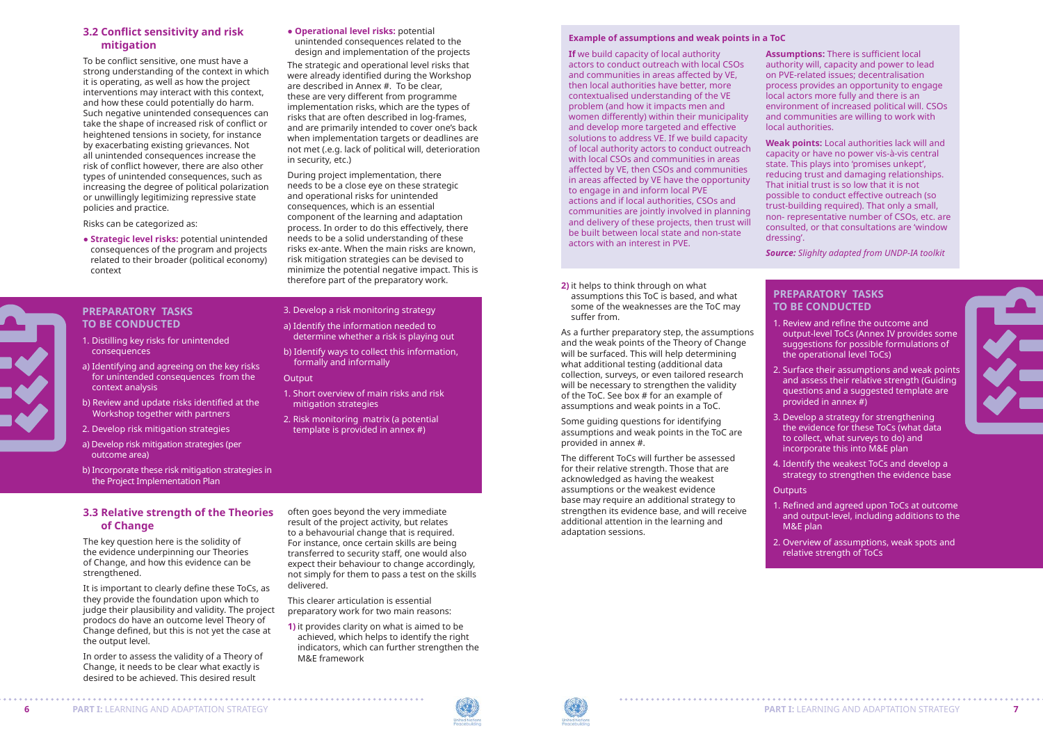## 3.2 Conflict sensitivity and risk mitigation

To be conflict sensitive, one must have a strong understanding of the context in which it is operating, as well as how the project interventions may interact with this context, and how these could potentially do harm. Such negative unintended consequences can take the shape of increased risk of conflict or heightened tensions in society, for instance by exacerbating existing grievances. Not all unintended consequences increase the risk of conflict however, there are also other types of unintended consequences, such as increasing the degree of political polarization or unwillingly legitimizing repressive state policies and practice.

Risks can be categorized as:

- **Strategic level risks:** potential unintended consequences of the program and projects related to their broader (political economy) context
- **Operational level risks:** potential unintended consequences related to the design and implementation of the projects

The strategic and operational level risks that were already identified during the Workshop are described in Annex #. To be clear, these are very different from programme implementation risks, which are the types of risks that are often described in log-frames, and are primarily intended to cover one's back when implementation targets or deadlines are not met (e.g. lack of political will, deterioration in security, etc.)

During project implementation, there needs to be a close eye on these strategic and operational risks for unintended consequences, which is an essential component of the learning and adaptation process. In order to do this effectively, there needs to be a solid understanding of these risks ex-ante. When the main risks are known, risk mitigation strategies can be devised to minimize the potential negative impact. This is therefore part of the preparatory work.

### PREPARATORY TASKS TO BE CONDUCTED

1. Distilling key risks for unintended consequences
   a) Identifying and agreeing on the key risks for unintended consequences from the context analysis
   b) Review and update risks identified at the Workshop together with partners
2. Develop risk mitigation strategies
   a) Develop risk mitigation strategies (per outcome area)
   b) Incorporate these risk mitigation strategies in the Project Implementation Plan
3. Develop a risk monitoring strategy
   a) Identify the information needed to determine whether a risk is playing out
   b) Identify ways to collect this information, formally and informally

Output

1. Short overview of main risks and risk mitigation strategies
2. Risk monitoring matrix (a potential template is provided in annex #)

## 3.3 Relative strength of the Theories of Change

The key question here is the solidity of the evidence underpinning our Theories of Change, and how this evidence can be strengthened.

It is important to clearly define these ToCs, as they provide the foundation upon which to judge their plausibility and validity. The project prodocs do have an outcome level Theory of Change defined, but this is not yet the case at the output level.

In order to assess the validity of a Theory of Change, it needs to be clear what exactly is desired to be achieved. This desired result often goes beyond the very immediate result of the project activity, but relates to a behavioural change that is required. For instance, once certain skills are being transferred to security staff, one would also expect their behaviour to change accordingly, not simply for them to pass a test on the skills delivered.

This clearer articulation is essential preparatory work for two main reasons:

**1)** it provides clarity on what is aimed to be achieved, which helps to identify the right indicators, which can further strengthen the M&E framework

**2)** it helps to think through on what assumptions this ToC is based, and what some of the weaknesses are the ToC may suffer from.

As a further preparatory step, the assumptions and the weak points of the Theory of Change will be surfaced. This will help determining what additional testing (additional data collection, surveys, or even tailored research will be necessary to strengthen the validity of the ToC. See box # for an example of assumptions and weak points in a ToC.

Some guiding questions for identifying assumptions and weak points in the ToC are provided in annex #.

The different ToCs will further be assessed for their relative strength. Those that are acknowledged as having the weakest assumptions or the weakest evidence base may require an additional strategy to strengthen its evidence base, and will receive additional attention in the learning and adaptation sessions.

**Example of assumptions and weak points in a ToC**

**If** we build capacity of local authority actors to conduct outreach with local CSOs and communities in areas affected by VE, then local authorities have better, more contextualised understanding of the VE problem (and how it impacts men and women differently) within their municipality and develop more targeted and effective solutions to address VE. If we build capacity of local authority actors to conduct outreach with local CSOs and communities in areas affected by VE, then CSOs and communities in areas affected by VE have the opportunity to engage in and inform local PVE actions and if local authorities, CSOs and communities are jointly involved in planning and delivery of these projects, then trust will be built between local state and non-state actors with an interest in PVE.

**Assumptions:** There is sufficient local authority will, capacity and power to lead on PVE-related issues; decentralisation process provides an opportunity to engage local actors more fully and there is an environment of increased political will. CSOs and communities are willing to work with local authorities.

**Weak points:** Local authorities lack will and capacity or have no power vis-à-vis central state. This plays into 'promises unkept', reducing trust and damaging relationships. That initial trust is so low that it is not possible to conduct effective outreach (so trust-building required). That only a small, non- representative number of CSOs, etc. are consulted, or that consultations are 'window dressing'.

***Source:*** *Slighlty adapted from UNDP-IA toolkit*

### PREPARATORY TASKS TO BE CONDUCTED

1. Review and refine the outcome and output-level ToCs (Annex IV provides some suggestions for possible formulations of the operational level ToCs)
2. Surface their assumptions and weak points and assess their relative strength (Guiding questions and a suggested template are provided in annex #)
3. Develop a strategy for strengthening the evidence for these ToCs (what data to collect, what surveys to do) and incorporate this into M&E plan
4. Identify the weakest ToCs and develop a strategy to strengthen the evidence base

Outputs

1. Refined and agreed upon ToCs at outcome and output-level, including additions to the M&E plan
2. Overview of assumptions, weak spots and relative strength of ToCs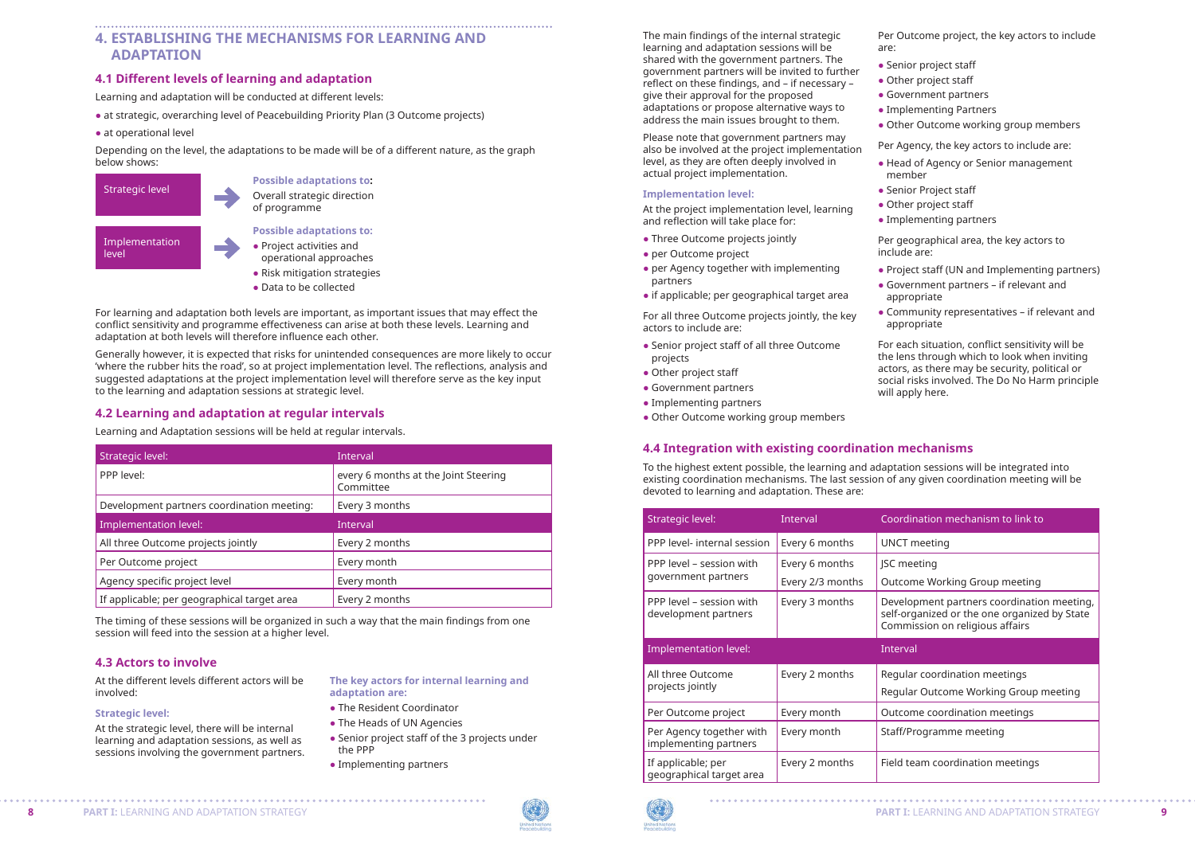# 4. ESTABLISHING THE MECHANISMS FOR LEARNING AND ADAPTATION

## 4.1 Different levels of learning and adaptation

Learning and adaptation will be conducted at different levels:

- at strategic, overarching level of Peacebuilding Priority Plan (3 Outcome projects)
- at operational level

Depending on the level, the adaptations to be made will be of a different nature, as the graph below shows:

**Strategic level** → **Possible adaptations to:** Overall strategic direction of programme

**Implementation level** → **Possible adaptations to:**
- Project activities and operational approaches
- Risk mitigation strategies
- Data to be collected

For learning and adaptation both levels are important, as important issues that may effect the conflict sensitivity and programme effectiveness can arise at both these levels. Learning and adaptation at both levels will therefore influence each other.

Generally however, it is expected that risks for unintended consequences are more likely to occur 'where the rubber hits the road', so at project implementation level. The reflections, analysis and suggested adaptations at the project implementation level will therefore serve as the key input to the learning and adaptation sessions at strategic level.

## 4.2 Learning and adaptation at regular intervals

Learning and Adaptation sessions will be held at regular intervals.

| Strategic level: | Interval |
|---|---|
| PPP level: | every 6 months at the Joint Steering Committee |
| Development partners coordination meeting: | Every 3 months |
| **Implementation level:** | **Interval** |
| All three Outcome projects jointly | Every 2 months |
| Per Outcome project | Every month |
| Agency specific project level | Every month |
| If applicable; per geographical target area | Every 2 months |

The timing of these sessions will be organized in such a way that the main findings from one session will feed into the session at a higher level.

## 4.3 Actors to involve

At the different levels different actors will be involved:

### Strategic level:

At the strategic level, there will be internal learning and adaptation sessions, as well as sessions involving the government partners.

**The key actors for internal learning and adaptation are:**

- The Resident Coordinator
- The Heads of UN Agencies
- Senior project staff of the 3 projects under the PPP
- Implementing partners

The main findings of the internal strategic learning and adaptation sessions will be shared with the government partners. The government partners will be invited to further reflect on these findings, and – if necessary – give their approval for the proposed adaptations or propose alternative ways to address the main issues brought to them.

Please note that government partners may also be involved at the project implementation level, as they are often deeply involved in actual project implementation.

### Implementation level:

At the project implementation level, learning and reflection will take place for:

- Three Outcome projects jointly
- per Outcome project
- per Agency together with implementing partners
- if applicable; per geographical target area

For all three Outcome projects jointly, the key actors to include are:

- Senior project staff of all three Outcome projects
- Other project staff
- Government partners
- Implementing partners
- Other Outcome working group members

Per Outcome project, the key actors to include are:

- Senior project staff
- Other project staff
- Government partners
- Implementing Partners
- Other Outcome working group members

Per Agency, the key actors to include are:

- Head of Agency or Senior management member
- Senior Project staff
- Other project staff
- Implementing partners

Per geographical area, the key actors to include are:

- Project staff (UN and Implementing partners)
- Government partners – if relevant and appropriate
- Community representatives – if relevant and appropriate

For each situation, conflict sensitivity will be the lens through which to look when inviting actors, as there may be security, political or social risks involved. The Do No Harm principle will apply here.

## 4.4 Integration with existing coordination mechanisms

To the highest extent possible, the learning and adaptation sessions will be integrated into existing coordination mechanisms. The last session of any given coordination meeting will be devoted to learning and adaptation. These are:

| Strategic level: | Interval | Coordination mechanism to link to |
|---|---|---|
| PPP level- internal session | Every 6 months | UNCT meeting |
| PPP level – session with government partners | Every 6 months | JSC meeting |
| | Every 2/3 months | Outcome Working Group meeting |
| PPP level – session with development partners | Every 3 months | Development partners coordination meeting, self-organized or the one organized by State Commission on religious affairs |
| **Implementation level:** | | **Interval** |
| All three Outcome projects jointly | Every 2 months | Regular coordination meetings<br>Regular Outcome Working Group meeting |
| Per Outcome project | Every month | Outcome coordination meetings |
| Per Agency together with implementing partners | Every month | Staff/Programme meeting |
| If applicable; per geographical target area | Every 2 months | Field team coordination meetings |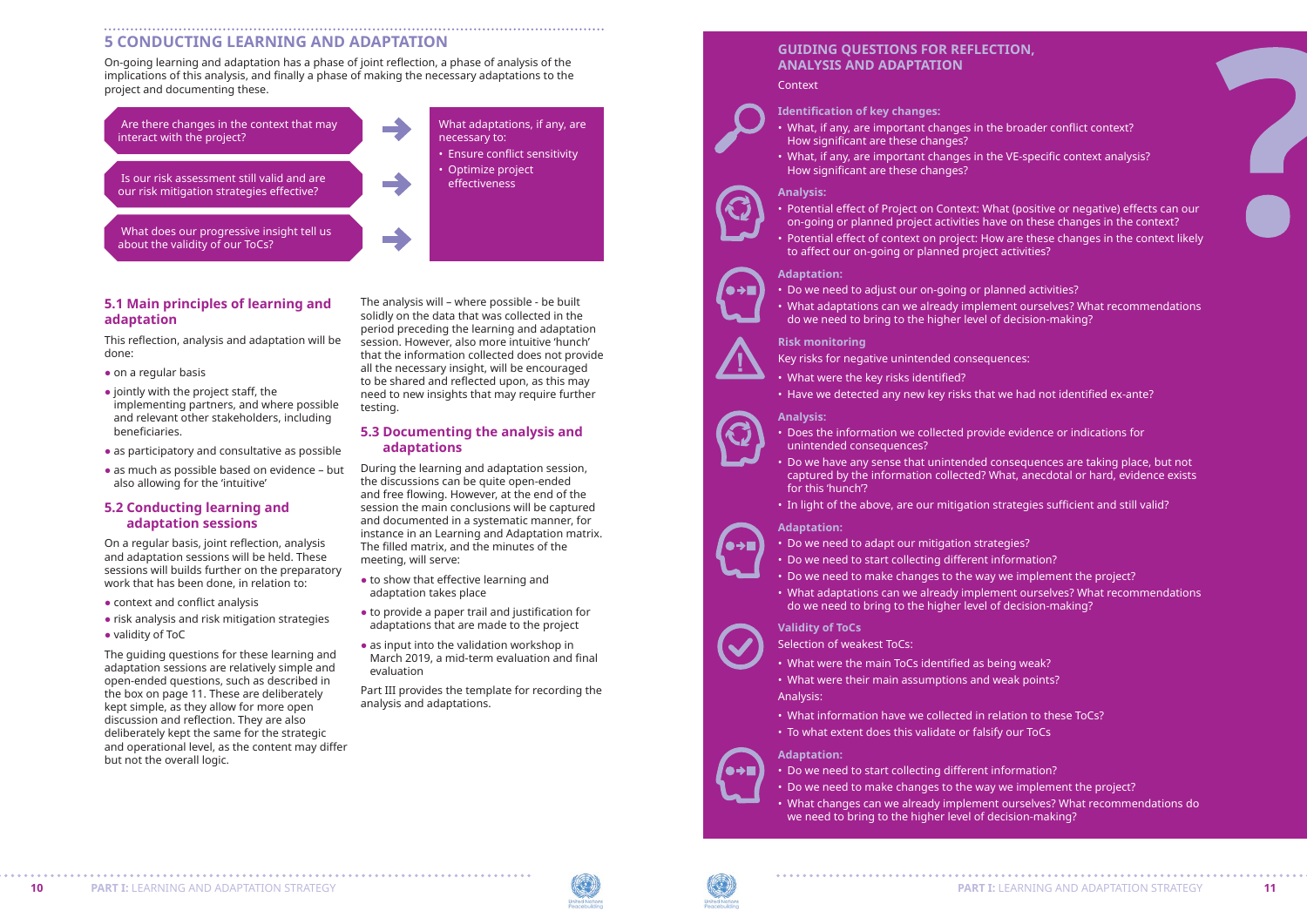## 5 CONDUCTING LEARNING AND ADAPTATION

On-going learning and adaptation has a phase of joint reflection, a phase of analysis of the implications of this analysis, and finally a phase of making the necessary adaptations to the project and documenting these.

- Are there changes in the context that may interact with the project?
- Is our risk assessment still valid and are our risk mitigation strategies effective?
- What does our progressive insight tell us about the validity of our ToCs?

→ What adaptations, if any, are necessary to:

- Ensure conflict sensitivity
- Optimize project effectiveness

### 5.1 Main principles of learning and adaptation

This reflection, analysis and adaptation will be done:

- on a regular basis
- jointly with the project staff, the implementing partners, and where possible and relevant other stakeholders, including beneficiaries.
- as participatory and consultative as possible
- as much as possible based on evidence – but also allowing for the 'intuitive'

### 5.2 Conducting learning and adaptation sessions

On a regular basis, joint reflection, analysis and adaptation sessions will be held. These sessions will builds further on the preparatory work that has been done, in relation to:

- context and conflict analysis
- risk analysis and risk mitigation strategies
- validity of ToC

The guiding questions for these learning and adaptation sessions are relatively simple and open-ended questions, such as described in the box on page 11. These are deliberately kept simple, as they allow for more open discussion and reflection. They are also deliberately kept the same for the strategic and operational level, as the content may differ but not the overall logic.

The analysis will – where possible - be built solidly on the data that was collected in the period preceding the learning and adaptation session. However, also more intuitive 'hunch' that the information collected does not provide all the necessary insight, will be encouraged to be shared and reflected upon, as this may need to new insights that may require further testing.

### 5.3 Documenting the analysis and adaptations

During the learning and adaptation session, the discussions can be quite open-ended and free flowing. However, at the end of the session the main conclusions will be captured and documented in a systematic manner, for instance in an Learning and Adaptation matrix. The filled matrix, and the minutes of the meeting, will serve:

- to show that effective learning and adaptation takes place
- to provide a paper trail and justification for adaptations that are made to the project
- as input into the validation workshop in March 2019, a mid-term evaluation and final evaluation

Part III provides the template for recording the analysis and adaptations.

## GUIDING QUESTIONS FOR REFLECTION, ANALYSIS AND ADAPTATION

Context

**Identification of key changes:**

- What, if any, are important changes in the broader conflict context? How significant are these changes?
- What, if any, are important changes in the VE-specific context analysis? How significant are these changes?

**Analysis:**

- Potential effect of Project on Context: What (positive or negative) effects can our on-going or planned project activities have on these changes in the context?
- Potential effect of context on project: How are these changes in the context likely to affect our on-going or planned project activities?

**Adaptation:**

- Do we need to adjust our on-going or planned activities?
- What adaptations can we already implement ourselves? What recommendations do we need to bring to the higher level of decision-making?

**Risk monitoring**

Key risks for negative unintended consequences:

- What were the key risks identified?
- Have we detected any new key risks that we had not identified ex-ante?

**Analysis:**

- Does the information we collected provide evidence or indications for unintended consequences?
- Do we have any sense that unintended consequences are taking place, but not captured by the information collected? What, anecdotal or hard, evidence exists for this 'hunch'?
- In light of the above, are our mitigation strategies sufficient and still valid?

**Adaptation:**

- Do we need to adapt our mitigation strategies?
- Do we need to start collecting different information?
- Do we need to make changes to the way we implement the project?
- What adaptations can we already implement ourselves? What recommendations do we need to bring to the higher level of decision-making?

**Validity of ToCs**

Selection of weakest ToCs:

- What were the main ToCs identified as being weak?
- What were their main assumptions and weak points?

Analysis:

- What information have we collected in relation to these ToCs?
- To what extent does this validate or falsify our ToCs

**Adaptation:**

- Do we need to start collecting different information?
- Do we need to make changes to the way we implement the project?
- What changes can we already implement ourselves? What recommendations do we need to bring to the higher level of decision-making?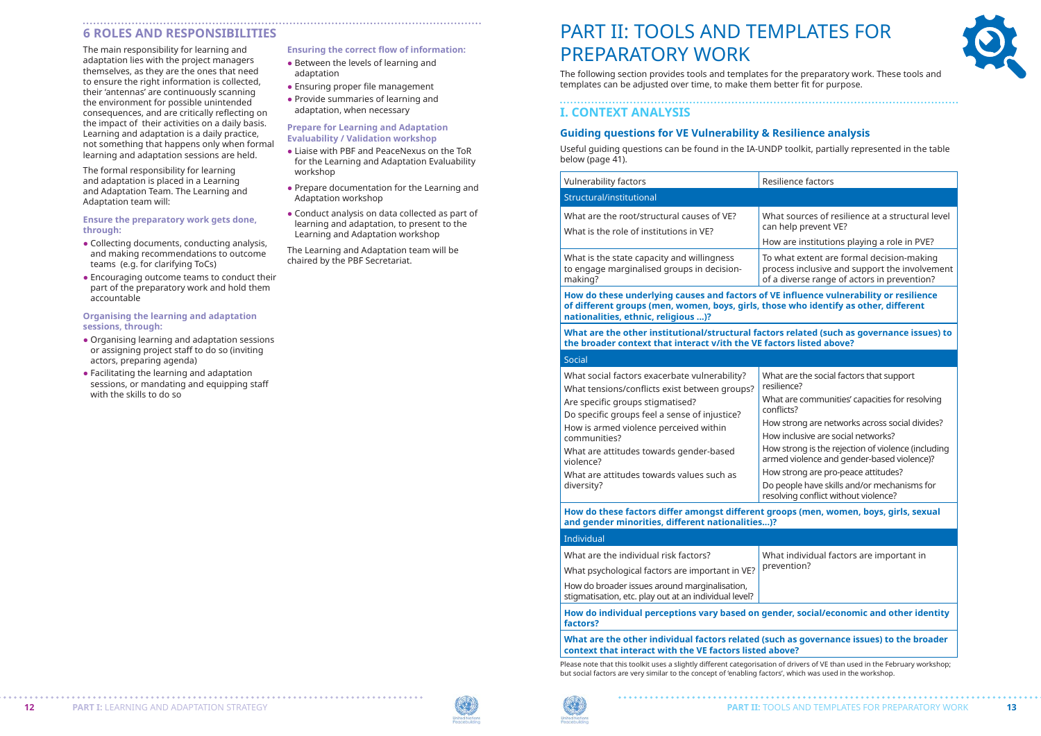## 6 ROLES AND RESPONSIBILITIES

The main responsibility for learning and adaptation lies with the project managers themselves, as they are the ones that need to ensure the right information is collected, their 'antennas' are continuously scanning the environment for possible unintended consequences, and are critically reflecting on the impact of their activities on a daily basis. Learning and adaptation is a daily practice, not something that happens only when formal learning and adaptation sessions are held.

The formal responsibility for learning and adaptation is placed in a Learning and Adaptation Team. The Learning and Adaptation team will:

**Ensure the preparatory work gets done, through:**

- Collecting documents, conducting analysis, and making recommendations to outcome teams (e.g. for clarifying ToCs)
- Encouraging outcome teams to conduct their part of the preparatory work and hold them accountable

**Organising the learning and adaptation sessions, through:**

- Organising learning and adaptation sessions or assigning project staff to do so (inviting actors, preparing agenda)
- Facilitating the learning and adaptation sessions, or mandating and equipping staff with the skills to do so

**Ensuring the correct flow of information:**

- Between the levels of learning and adaptation
- Ensuring proper file management
- Provide summaries of learning and adaptation, when necessary

**Prepare for Learning and Adaptation Evaluability / Validation workshop**

- Liaise with PBF and PeaceNexus on the ToR for the Learning and Adaptation Evaluability workshop
- Prepare documentation for the Learning and Adaptation workshop
- Conduct analysis on data collected as part of learning and adaptation, to present to the Learning and Adaptation workshop

The Learning and Adaptation team will be chaired by the PBF Secretariat.

# PART II: TOOLS AND TEMPLATES FOR PREPARATORY WORK

The following section provides tools and templates for the preparatory work. These tools and templates can be adjusted over time, to make them better fit for purpose.

## I. CONTEXT ANALYSIS

### Guiding questions for VE Vulnerability & Resilience analysis

Useful guiding questions can be found in the IA-UNDP toolkit, partially represented in the table below (page 41).

| Vulnerability factors | Resilience factors |
|---|---|
| **Structural/institutional** | |
| What are the root/structural causes of VE?<br>What is the role of institutions in VE? | What sources of resilience at a structural level can help prevent VE?<br>How are institutions playing a role in PVE? |
| What is the state capacity and willingness to engage marginalised groups in decision-making? | To what extent are formal decision-making process inclusive and support the involvement of a diverse range of actors in prevention? |
| **How do these underlying causes and factors of VE influence vulnerability or resilience of different groups (men, women, boys, girls, those who identify as other, different nationalities, ethnic, religious …)?** | |
| **What are the other institutional/structural factors related (such as governance issues) to the broader context that interact with the VE factors listed above?** | |
| **Social** | |
| What social factors exacerbate vulnerability?<br>What tensions/conflicts exist between groups?<br>Are specific groups stigmatised?<br>Do specific groups feel a sense of injustice?<br>How is armed violence perceived within communities?<br>What are attitudes towards gender-based violence?<br>What are attitudes towards values such as diversity? | What are the social factors that support resilience?<br>What are communities' capacities for resolving conflicts?<br>How strong are networks across social divides?<br>How inclusive are social networks?<br>How strong is the rejection of violence (including armed violence and gender-based violence)?<br>How strong are pro-peace attitudes?<br>Do people have skills and/or mechanisms for resolving conflict without violence? |
| **How do these factors differ amongst different groups (men, women, boys, girls, sexual and gender minorities, different nationalities…)?** | |
| **Individual** | |
| What are the individual risk factors?<br>What psychological factors are important in VE?<br>How do broader issues around marginalisation, stigmatisation, etc. play out at an individual level? | What individual factors are important in prevention? |
| **How do individual perceptions vary based on gender, social/economic and other identity factors?** | |
| **What are the other individual factors related (such as governance issues) to the broader context that interact with the VE factors listed above?** | |

Please note that this toolkit uses a slightly different categorisation of drivers of VE than used in the February workshop; but social factors are very similar to the concept of 'enabling factors', which was used in the workshop.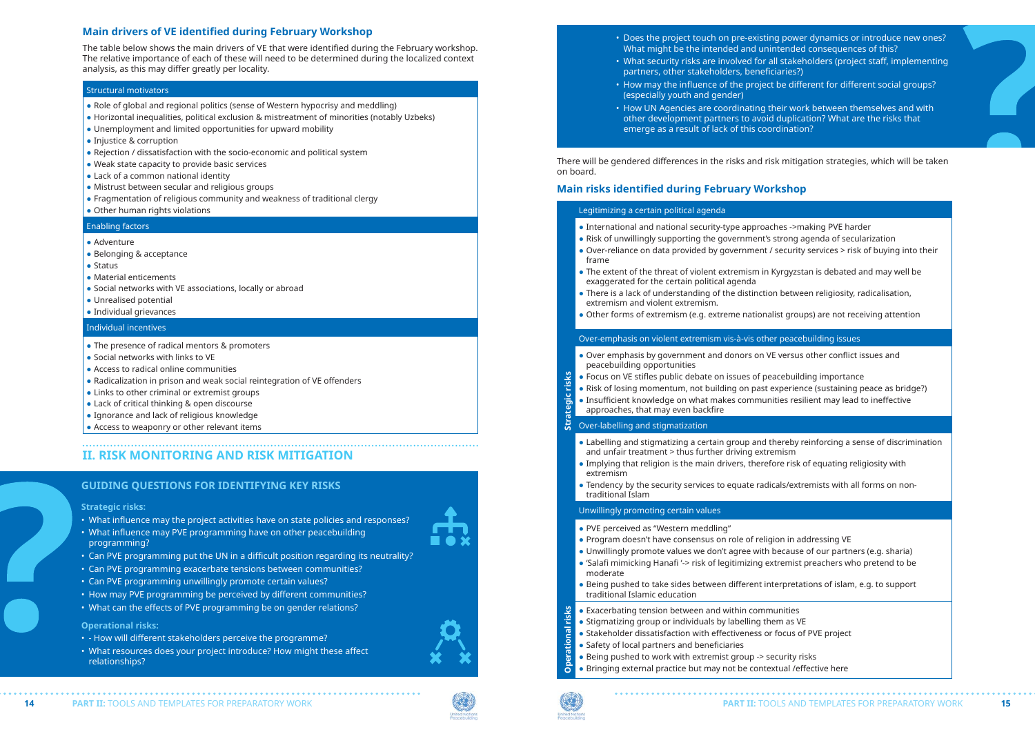## Main drivers of VE identified during February Workshop

The table below shows the main drivers of VE that were identified during the February workshop. The relative importance of each of these will need to be determined during the localized context analysis, as this may differ greatly per locality.

| Structural motivators |
|---|
| • Role of global and regional politics (sense of Western hypocrisy and meddling)<br>• Horizontal inequalities, political exclusion & mistreatment of minorities (notably Uzbeks)<br>• Unemployment and limited opportunities for upward mobility<br>• Injustice & corruption<br>• Rejection / dissatisfaction with the socio-economic and political system<br>• Weak state capacity to provide basic services<br>• Lack of a common national identity<br>• Mistrust between secular and religious groups<br>• Fragmentation of religious community and weakness of traditional clergy<br>• Other human rights violations |
| **Enabling factors** |
| • Adventure<br>• Belonging & acceptance<br>• Status<br>• Material enticements<br>• Social networks with VE associations, locally or abroad<br>• Unrealised potential<br>• Individual grievances |
| **Individual incentives** |
| • The presence of radical mentors & promoters<br>• Social networks with links to VE<br>• Access to radical online communities<br>• Radicalization in prison and weak social reintegration of VE offenders<br>• Links to other criminal or extremist groups<br>• Lack of critical thinking & open discourse<br>• Ignorance and lack of religious knowledge<br>• Access to weaponry or other relevant items |

# II. RISK MONITORING AND RISK MITIGATION

## GUIDING QUESTIONS FOR IDENTIFYING KEY RISKS

**Strategic risks:**

- What influence may the project activities have on state policies and responses?
- What influence may PVE programming have on other peacebuilding programming?
- Can PVE programming put the UN in a difficult position regarding its neutrality?
- Can PVE programming exacerbate tensions between communities?
- Can PVE programming unwillingly promote certain values?
- How may PVE programming be perceived by different communities?
- What can the effects of PVE programming be on gender relations?

**Operational risks:**

- - How will different stakeholders perceive the programme?
- What resources does your project introduce? How might these affect relationships?
- Does the project touch on pre-existing power dynamics or introduce new ones? What might be the intended and unintended consequences of this?
- What security risks are involved for all stakeholders (project staff, implementing partners, other stakeholders, beneficiaries?)
- How may the influence of the project be different for different social groups? (especially youth and gender)
- How UN Agencies are coordinating their work between themselves and with other development partners to avoid duplication? What are the risks that emerge as a result of lack of this coordination?

There will be gendered differences in the risks and risk mitigation strategies, which will be taken on board.

## Main risks identified during February Workshop

| | |
|---|---|
| **Strategic risks** | **Legitimizing a certain political agenda** |
| | • International and national security-type approaches ->making PVE harder<br>• Risk of unwillingly supporting the government's strong agenda of secularization<br>• Over-reliance on data provided by government / security services > risk of buying into their frame<br>• The extent of the threat of violent extremism in Kyrgyzstan is debated and may well be exaggerated for the certain political agenda<br>• There is a lack of understanding of the distinction between religiosity, radicalisation, extremism and violent extremism.<br>• Other forms of extremism (e.g. extreme nationalist groups) are not receiving attention |
| | **Over-emphasis on violent extremism vis-à-vis other peacebuilding issues** |
| | • Over emphasis by government and donors on VE versus other conflict issues and peacebuilding opportunities<br>• Focus on VE stifles public debate on issues of peacebuilding importance<br>• Risk of losing momentum, not building on past experience (sustaining peace as bridge?)<br>• Insufficient knowledge on what makes communities resilient may lead to ineffective approaches, that may even backfire |
| | **Over-labelling and stigmatization** |
| | • Labelling and stigmatizing a certain group and thereby reinforcing a sense of discrimination and unfair treatment > thus further driving extremism<br>• Implying that religion is the main drivers, therefore risk of equating religiosity with extremism<br>• Tendency by the security services to equate radicals/extremists with all forms on non-traditional Islam |
| | **Unwillingly promoting certain values** |
| | • PVE perceived as "Western meddling"<br>• Program doesn't have consensus on role of religion in addressing VE<br>• Unwillingly promote values we don't agree with because of our partners (e.g. sharia)<br>• 'Salafi mimicking Hanafi '-> risk of legitimizing extremist preachers who pretend to be moderate<br>• Being pushed to take sides between different interpretations of islam, e.g. to support traditional Islamic education |
| **Operational risks** | • Exacerbating tension between and within communities<br>• Stigmatizing group or individuals by labelling them as VE<br>• Stakeholder dissatisfaction with effectiveness or focus of PVE project<br>• Safety of local partners and beneficiaries<br>• Being pushed to work with extremist group -> security risks<br>• Bringing external practice but may not be contextual /effective here |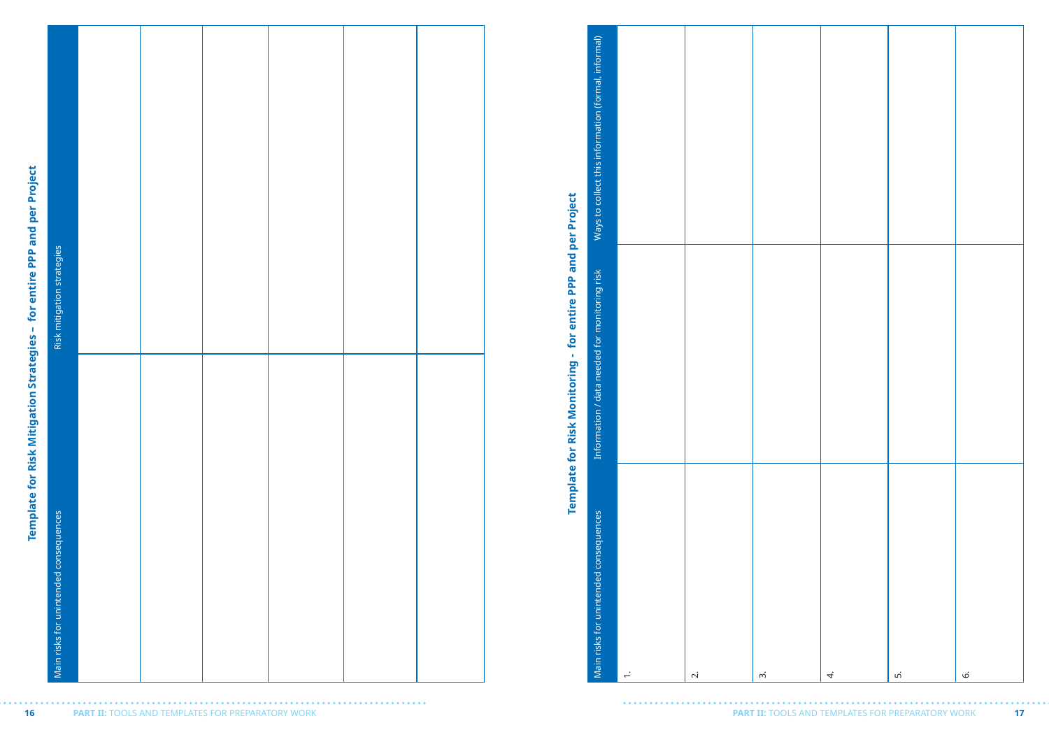## Template for Risk Mitigation Strategies – for entire PPP and per Project

| Main risks for unintended consequences | Risk mitigation strategies |
| --- | --- |
| | |
| | |
| | |
| | |
| | |
| | |

## Template for Risk Monitoring - for entire PPP and per Project

| Main risks for unintended consequences | Information / data needed for monitoring risk | Ways to collect this information (formal, informal) |
| --- | --- | --- |
| 1. | | |
| 2. | | |
| 3. | | |
| 4. | | |
| 5. | | |
| 6. | | |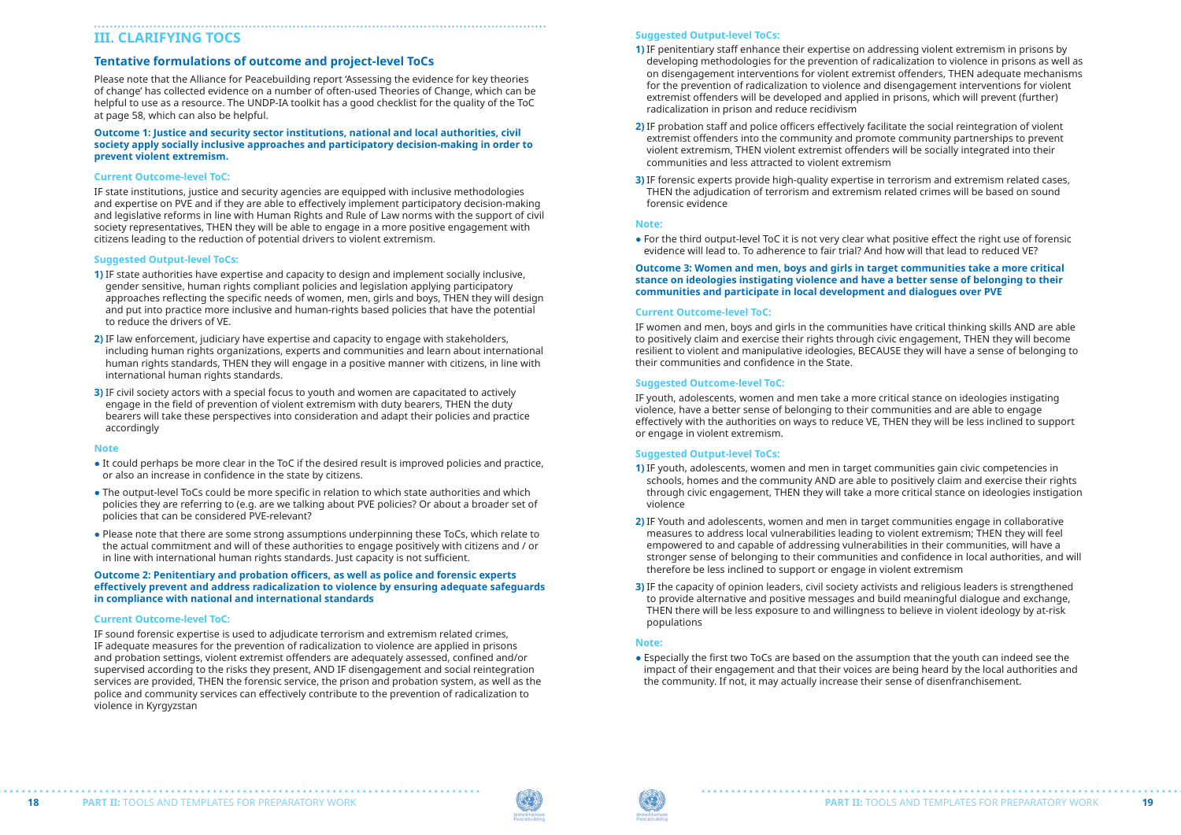## III. CLARIFYING TOCS

### Tentative formulations of outcome and project-level ToCs

Please note that the Alliance for Peacebuilding report 'Assessing the evidence for key theories of change' has collected evidence on a number of often-used Theories of Change, which can be helpful to use as a resource. The UNDP-IA toolkit has a good checklist for the quality of the ToC at page 58, which can also be helpful.

**Outcome 1: Justice and security sector institutions, national and local authorities, civil society apply socially inclusive approaches and participatory decision-making in order to prevent violent extremism.**

#### Current Outcome-level ToC:

IF state institutions, justice and security agencies are equipped with inclusive methodologies and expertise on PVE and if they are able to effectively implement participatory decision-making and legislative reforms in line with Human Rights and Rule of Law norms with the support of civil society representatives, THEN they will be able to engage in a more positive engagement with citizens leading to the reduction of potential drivers to violent extremism.

#### Suggested Output-level ToCs:

1) IF state authorities have expertise and capacity to design and implement socially inclusive, gender sensitive, human rights compliant policies and legislation applying participatory approaches reflecting the specific needs of women, men, girls and boys, THEN they will design and put into practice more inclusive and human-rights based policies that have the potential to reduce the drivers of VE.
2) IF law enforcement, judiciary have expertise and capacity to engage with stakeholders, including human rights organizations, experts and communities and learn about international human rights standards, THEN they will engage in a positive manner with citizens, in line with international human rights standards.
3) IF civil society actors with a special focus to youth and women are capacitated to actively engage in the field of prevention of violent extremism with duty bearers, THEN the duty bearers will take these perspectives into consideration and adapt their policies and practice accordingly

#### Note

- It could perhaps be more clear in the ToC if the desired result is improved policies and practice, or also an increase in confidence in the state by citizens.
- The output-level ToCs could be more specific in relation to which state authorities and which policies they are referring to (e.g. are we talking about PVE policies? Or about a broader set of policies that can be considered PVE-relevant?
- Please note that there are some strong assumptions underpinning these ToCs, which relate to the actual commitment and will of these authorities to engage positively with citizens and / or in line with international human rights standards. Just capacity is not sufficient.

**Outcome 2: Penitentiary and probation officers, as well as police and forensic experts effectively prevent and address radicalization to violence by ensuring adequate safeguards in compliance with national and international standards**

#### Current Outcome-level ToC:

IF sound forensic expertise is used to adjudicate terrorism and extremism related crimes, IF adequate measures for the prevention of radicalization to violence are applied in prisons and probation settings, violent extremist offenders are adequately assessed, confined and/or supervised according to the risks they present, AND IF disengagement and social reintegration services are provided, THEN the forensic service, the prison and probation system, as well as the police and community services can effectively contribute to the prevention of radicalization to violence in Kyrgyzstan

#### Suggested Output-level ToCs:

1) IF penitentiary staff enhance their expertise on addressing violent extremism in prisons by developing methodologies for the prevention of radicalization to violence in prisons as well as on disengagement interventions for violent extremist offenders, THEN adequate mechanisms for the prevention of radicalization to violence and disengagement interventions for violent extremist offenders will be developed and applied in prisons, which will prevent (further) radicalization in prison and reduce recidivism
2) IF probation staff and police officers effectively facilitate the social reintegration of violent extremist offenders into the community and promote community partnerships to prevent violent extremism, THEN violent extremist offenders will be socially integrated into their communities and less attracted to violent extremism
3) IF forensic experts provide high-quality expertise in terrorism and extremism related cases, THEN the adjudication of terrorism and extremism related crimes will be based on sound forensic evidence

#### Note:

- For the third output-level ToC it is not very clear what positive effect the right use of forensic evidence will lead to. To adherence to fair trial? And how will that lead to reduced VE?

**Outcome 3: Women and men, boys and girls in target communities take a more critical stance on ideologies instigating violence and have a better sense of belonging to their communities and participate in local development and dialogues over PVE**

#### Current Outcome-level ToC:

IF women and men, boys and girls in the communities have critical thinking skills AND are able to positively claim and exercise their rights through civic engagement, THEN they will become resilient to violent and manipulative ideologies, BECAUSE they will have a sense of belonging to their communities and confidence in the State.

#### Suggested Outcome-level ToC:

IF youth, adolescents, women and men take a more critical stance on ideologies instigating violence, have a better sense of belonging to their communities and are able to engage effectively with the authorities on ways to reduce VE, THEN they will be less inclined to support or engage in violent extremism.

#### Suggested Output-level ToCs:

1) IF youth, adolescents, women and men in target communities gain civic competencies in schools, homes and the community AND are able to positively claim and exercise their rights through civic engagement, THEN they will take a more critical stance on ideologies instigation violence
2) IF Youth and adolescents, women and men in target communities engage in collaborative measures to address local vulnerabilities leading to violent extremism; THEN they will feel empowered to and capable of addressing vulnerabilities in their communities, will have a stronger sense of belonging to their communities and confidence in local authorities, and will therefore be less inclined to support or engage in violent extremism
3) IF the capacity of opinion leaders, civil society activists and religious leaders is strengthened to provide alternative and positive messages and build meaningful dialogue and exchange, THEN there will be less exposure to and willingness to believe in violent ideology by at-risk populations

#### Note:

- Especially the first two ToCs are based on the assumption that the youth can indeed see the impact of their engagement and that their voices are being heard by the local authorities and the community. If not, it may actually increase their sense of disenfranchisement.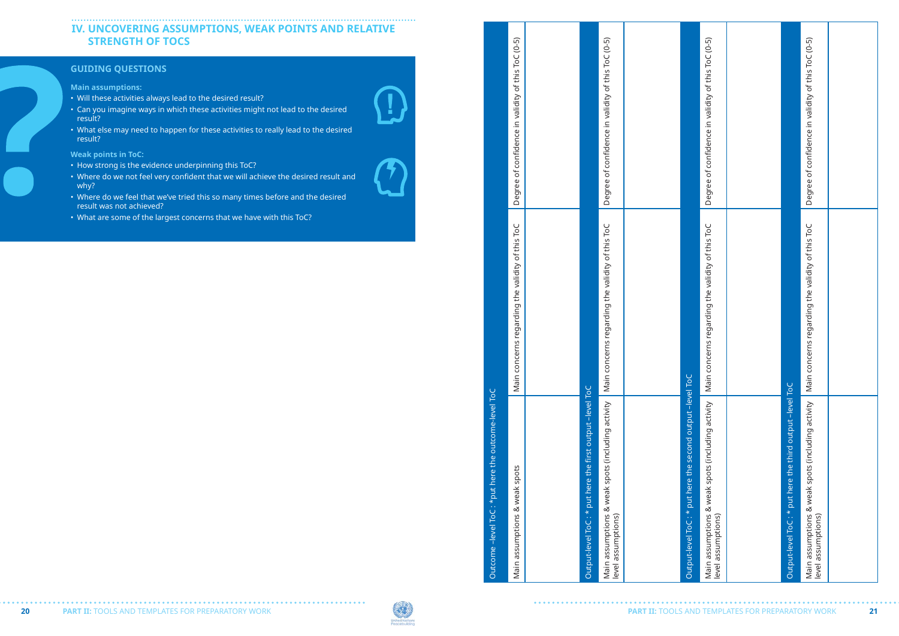# IV. UNCOVERING ASSUMPTIONS, WEAK POINTS AND RELATIVE STRENGTH OF TOCS

## GUIDING QUESTIONS

**Main assumptions:**

- Will these activities always lead to the desired result?
- Can you imagine ways in which these activities might not lead to the desired result?
- What else may need to happen for these activities to really lead to the desired result?

**Weak points in ToC:**

- How strong is the evidence underpinning this ToC?
- Where do we not feel very confident that we will achieve the desired result and why?
- Where do we feel that we've tried this so many times before and the desired result was not achieved?
- What are some of the largest concerns that we have with this ToC?

| Outcome –level ToC : *put here the outcome-level ToC | | |
|---|---|---|
| Main assumptions & weak spots | Main concerns regarding the validity of this ToC | Degree of confidence in validity of this ToC (0-5) |
| | | |

| Output-level ToC : * put here the first output –level ToC | | |
|---|---|---|
| Main assumptions & weak spots (including activity level assumptions) | Main concerns regarding the validity of this ToC | Degree of confidence in validity of this ToC (0-5) |
| | | |

| Output-level ToC : * put here the second output –level ToC | | |
|---|---|---|
| Main assumptions & weak spots (including activity level assumptions) | Main concerns regarding the validity of this ToC | Degree of confidence in validity of this ToC (0-5) |
| | | |

| Output-level ToC : * put here the third output –level ToC | | |
|---|---|---|
| Main assumptions & weak spots (including activity level assumptions) | Main concerns regarding the validity of this ToC | Degree of confidence in validity of this ToC (0-5) |
| | | |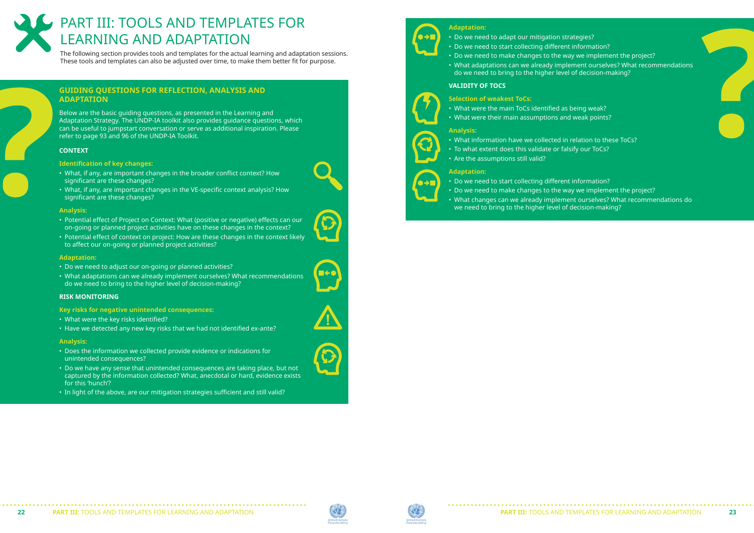# PART III: TOOLS AND TEMPLATES FOR LEARNING AND ADAPTATION

The following section provides tools and templates for the actual learning and adaptation sessions. These tools and templates can also be adjusted over time, to make them better fit for purpose.

## GUIDING QUESTIONS FOR REFLECTION, ANALYSIS AND ADAPTATION

Below are the basic guiding questions, as presented in the Learning and Adaptation Strategy. The UNDP-IA toolkit also provides guidance questions, which can be useful to jumpstart conversation or serve as additional inspiration. Please refer to page 93 and 96 of the UNDP-IA Toolkit.

### CONTEXT

**Identification of key changes:**

- What, if any, are important changes in the broader conflict context? How significant are these changes?
- What, if any, are important changes in the VE-specific context analysis? How significant are these changes?

**Analysis:**

- Potential effect of Project on Context: What (positive or negative) effects can our on-going or planned project activities have on these changes in the context?
- Potential effect of context on project: How are these changes in the context likely to affect our on-going or planned project activities?

**Adaptation:**

- Do we need to adjust our on-going or planned activities?
- What adaptations can we already implement ourselves? What recommendations do we need to bring to the higher level of decision-making?

### RISK MONITORING

**Key risks for negative unintended consequences:**

- What were the key risks identified?
- Have we detected any new key risks that we had not identified ex-ante?

**Analysis:**

- Does the information we collected provide evidence or indications for unintended consequences?
- Do we have any sense that unintended consequences are taking place, but not captured by the information collected? What, anecdotal or hard, evidence exists for this 'hunch'?
- In light of the above, are our mitigation strategies sufficient and still valid?

**Adaptation:**

- Do we need to adapt our mitigation strategies?
- Do we need to start collecting different information?
- Do we need to make changes to the way we implement the project?
- What adaptations can we already implement ourselves? What recommendations do we need to bring to the higher level of decision-making?

### VALIDITY OF TOCS

**Selection of weakest ToCs:**

- What were the main ToCs identified as being weak?
- What were their main assumptions and weak points?

**Analysis:**

- What information have we collected in relation to these ToCs?
- To what extent does this validate or falsify our ToCs?
- Are the assumptions still valid?

**Adaptation:**

- Do we need to start collecting different information?
- Do we need to make changes to the way we implement the project?
- What changes can we already implement ourselves? What recommendations do we need to bring to the higher level of decision-making?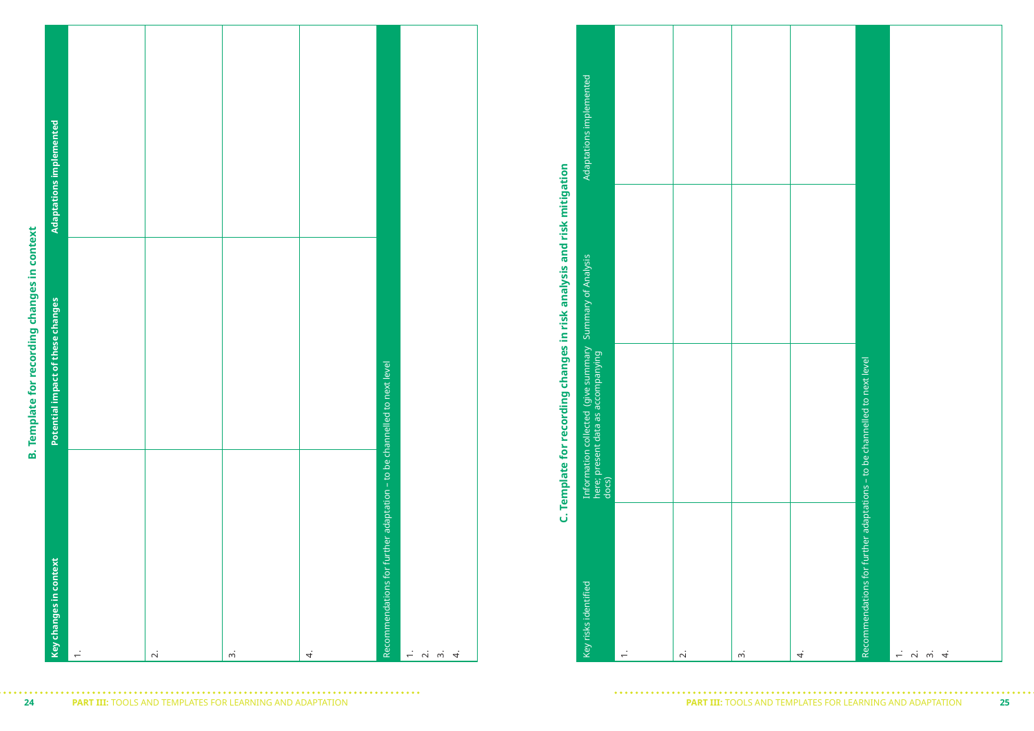## B. Template for recording changes in context

| Key changes in context | Potential impact of these changes | Adaptations implemented |
|---|---|---|
| 1. | | |
| 2. | | |
| 3. | | |
| 4. | | |
| Recommendations for further adaptation – to be channelled to next level | | |
| 1.<br>2.<br>3.<br>4. | | |

## C. Template for recording changes in risk analysis and risk mitigation

| Key risks identified | Information collected (give summary here; present data as accompanying docs) | Summary of Analysis | Adaptations implemented |
|---|---|---|---|
| 1. | | | |
| 2. | | | |
| 3. | | | |
| 4. | | | |
| Recommendations for further adaptations – to be channelled to next level | | | |
| 1.<br>2.<br>3.<br>4. | | | |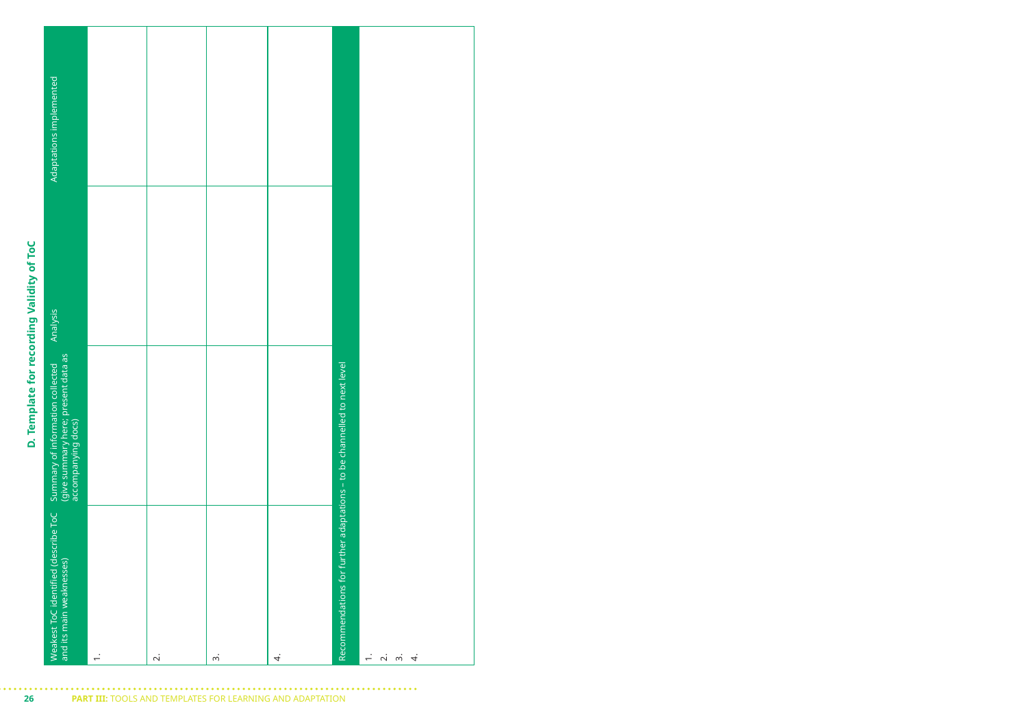## D. Template for recording Validity of ToC

| Weakest ToC identified (describe ToC and its main weaknesses) | Summary of information collected (give summary here; present data as accompanying docs) | Analysis | Adaptations implemented |
|---|---|---|---|
| 1. | | | |
| 2. | | | |
| 3. | | | |
| 4. | | | |

| Recommendations for further adaptations – to be channelled to next level |
|---|
| 1.<br>2.<br>3.<br>4. |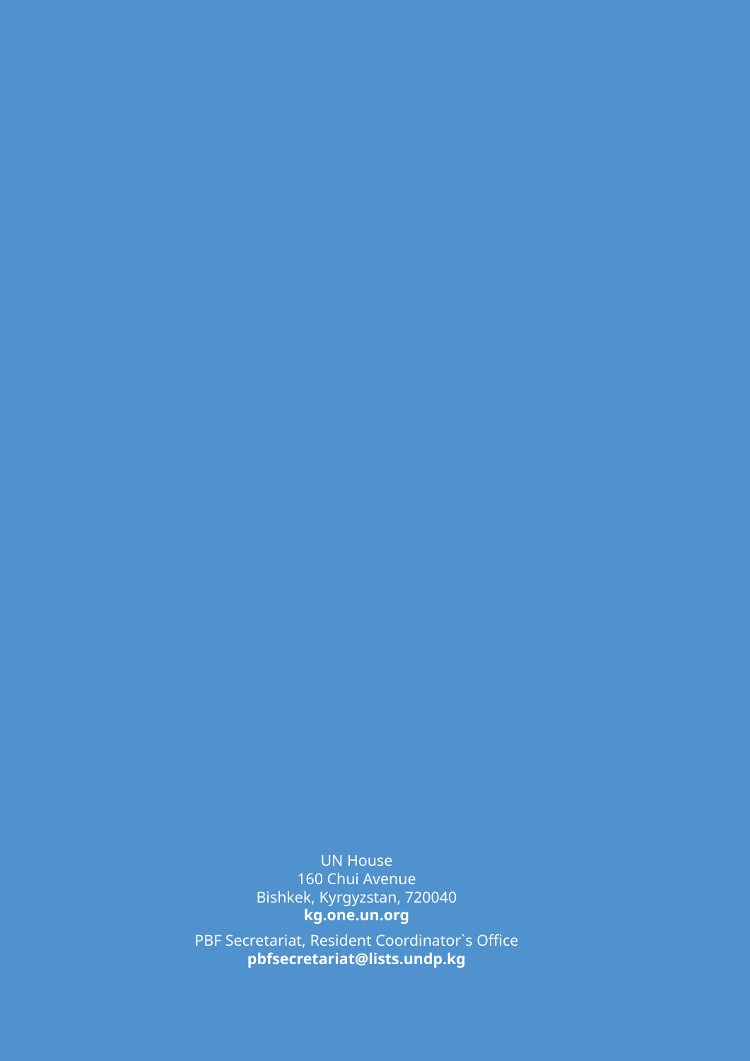UN House
160 Chui Avenue
Bishkek, Kyrgyzstan, 720040
**kg.one.un.org**

PBF Secretariat, Resident Coordinator`s Office
**pbfsecretariat@lists.undp.kg**